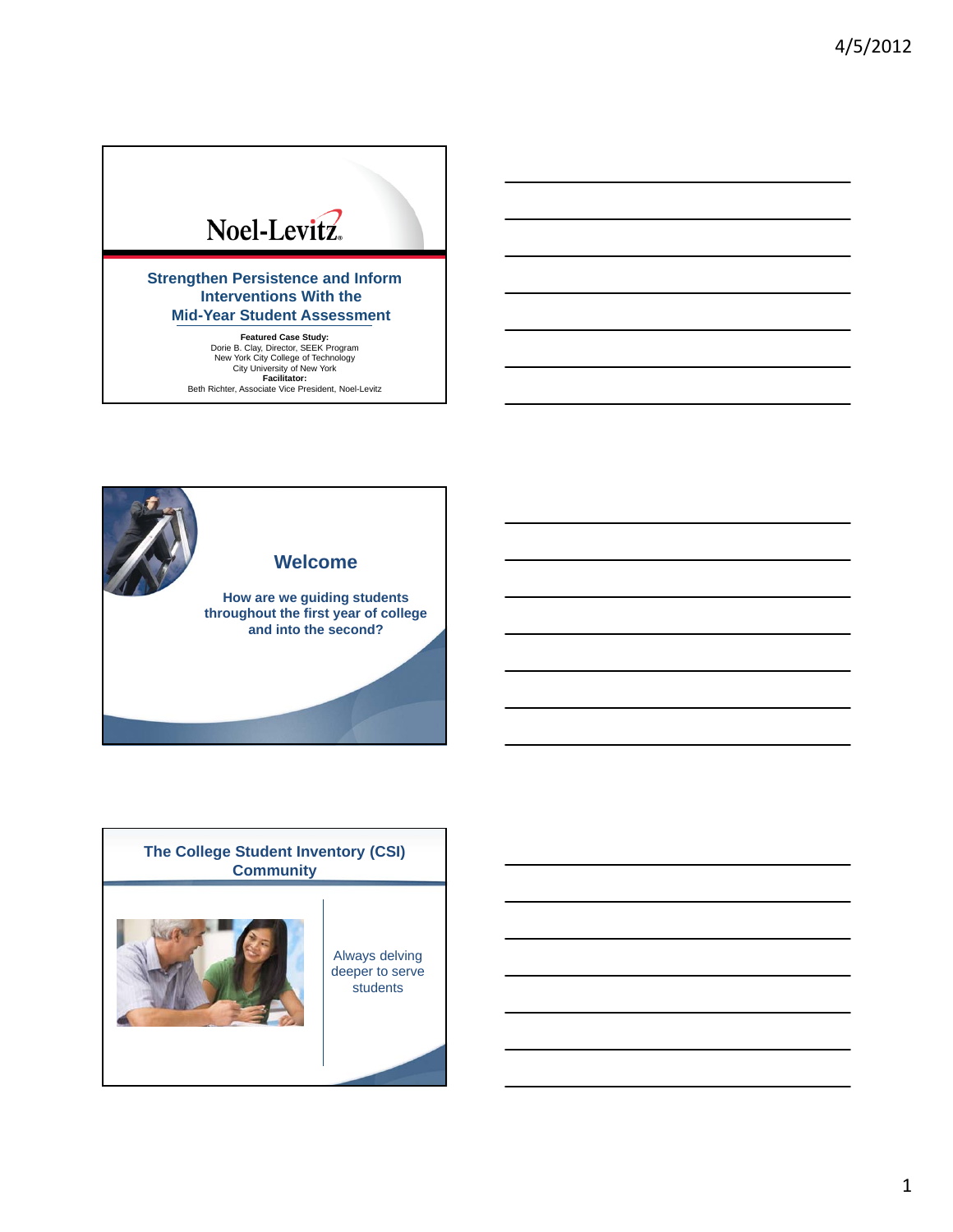Noel-Levitz

## Strengthen Persistence and Inform Interventions With the Mid-Year Student Assessment

**Featured Case Study:**
Dorie B. Clay, Director, SEEK Program
New York City College of Technology
City University of New York
**Facilitator:**
Beth Richter, Associate Vice President, Noel-Levitz

## Welcome

**How are we guiding students throughout the first year of college and into the second?**

## The College Student Inventory (CSI) Community

Always delving deeper to serve students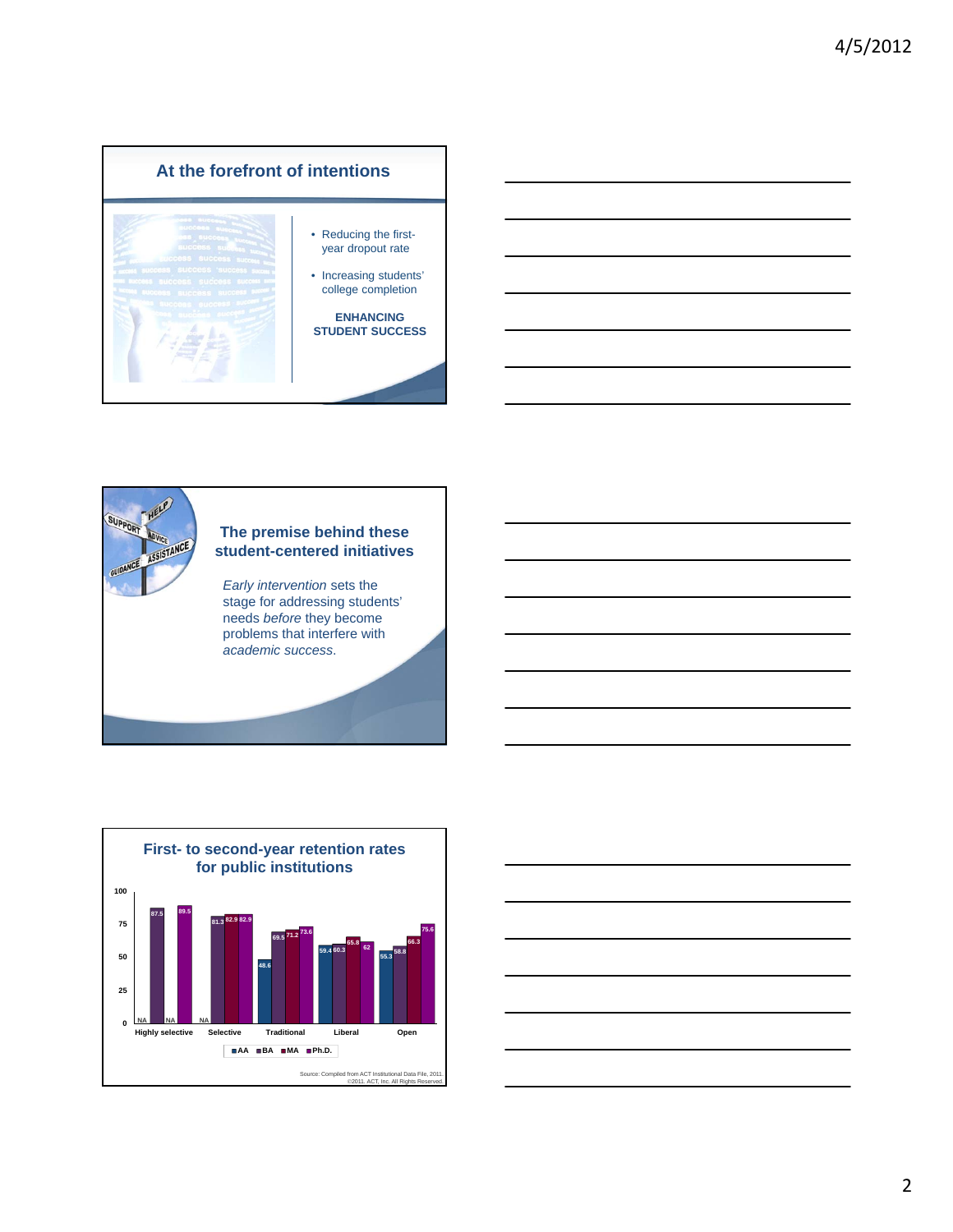## At the forefront of intentions

- Reducing the first-year dropout rate
- Increasing students' college completion

**ENHANCING STUDENT SUCCESS**

## The premise behind these student-centered initiatives

*Early intervention* sets the stage for addressing students' needs *before* they become problems that interfere with *academic success*.

## First- to second-year retention rates for public institutions

| | AA | BA | MA | Ph.D. |
|---|---|---|---|---|
| Highly selective | NA | 87.5 | NA | 89.5 |
| Selective | NA | 81.3 | 82.9 | 82.9 |
| Traditional | 48.6 | 69.5 | 71.2 | 73.6 |
| Liberal | 59.4 | 60.3 | 65.8 | 62 |
| Open | 55.3 | 58.8 | 66.3 | 75.6 |

Source: Compiled from ACT Institutional Data File, 2011.
©2011, ACT, Inc. All Rights Reserved.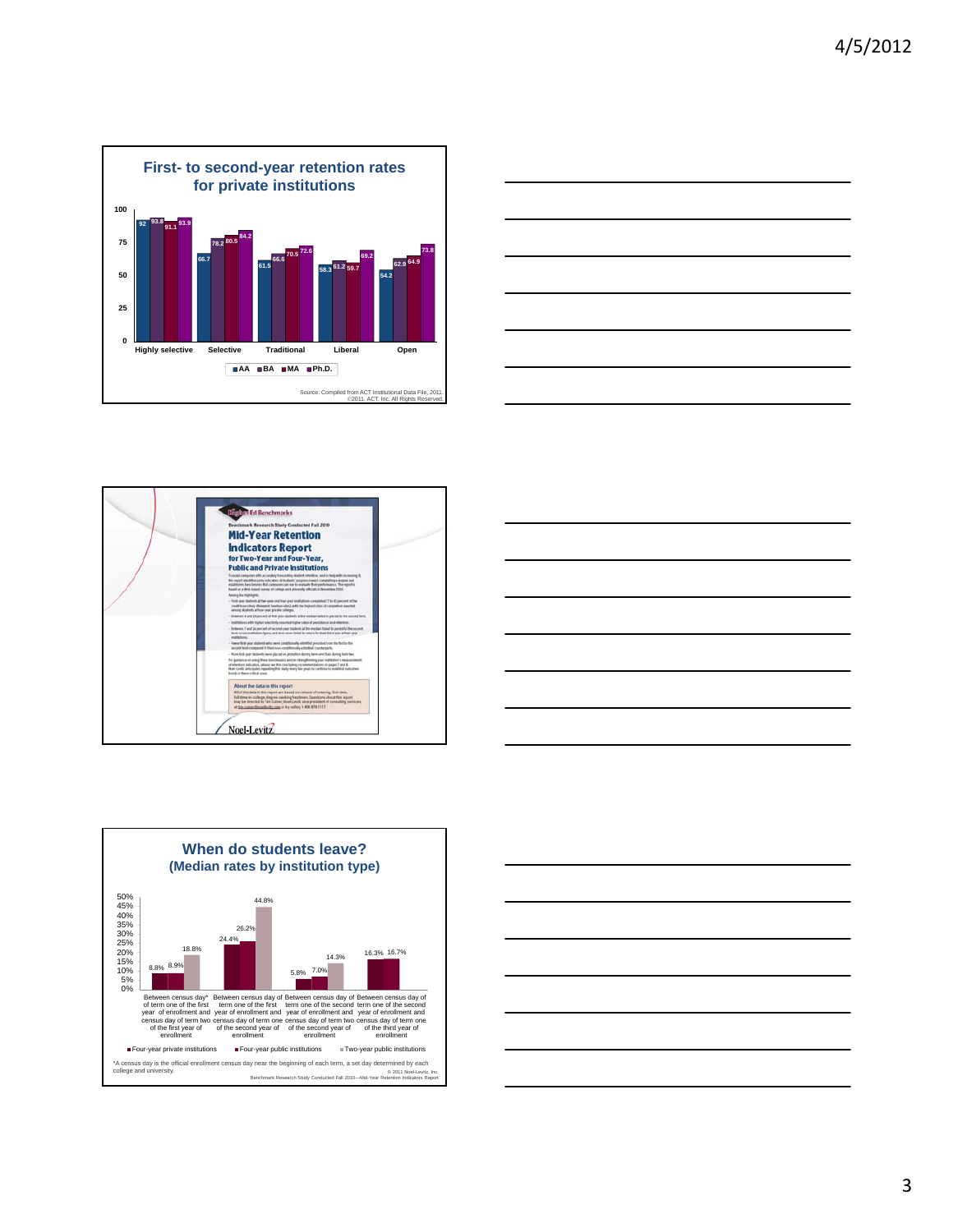## First- to second-year retention rates for private institutions

| | AA | BA | MA | Ph.D. |
|---|---|---|---|---|
| Highly selective | 92 | 93.8 | 91.1 | 93.9 |
| Selective | 66.7 | 78.2 | 80.5 | 84.2 |
| Traditional | 61.5 | 66.6 | 70.5 | 72.6 |
| Liberal | 58.3 | 61.2 | 59.7 | 69.2 |
| Open | 54.2 | 62.9 | 64.9 | 73.8 |

Source: Compiled from ACT Institutional Data File, 2011. ©2011. ACT, Inc. All Rights Reserved.

Higher Ed Benchmarks

Benchmark Research Study Conducted Fall 2010

**Mid-Year Retention Indicators Report for Two-Year and Four-Year, Public and Private Institutions**

About the data in this report

Noel-Levitz

## When do students leave? (Median rates by institution type)

| | Four-year private institutions | Four-year public institutions | Two-year public institutions |
|---|---|---|---|
| Between census day* of term one of the first year of enrollment and census day of term two of the first year of enrollment | 8.8% | 8.9% | 18.8% |
| Between census day of term one of the first year of enrollment and census day of term one of the second year of enrollment | 24.4% | 26.2% | 44.8% |
| Between census day of term one of the second year of enrollment and census day of term two of the second year of enrollment | 5.8% | 7.0% | 14.3% |
| Between census day of term one of the second year of enrollment and census day of term one of the third year of enrollment | 16.3% | 16.7% | |

*A census day is the official enrollment census day near the beginning of each term, a set day determined by each college and university.

© 2011 Noel-Levitz, Inc.
Benchmark Research Study Conducted Fall 2010—Mid-Year Retention Indicators Report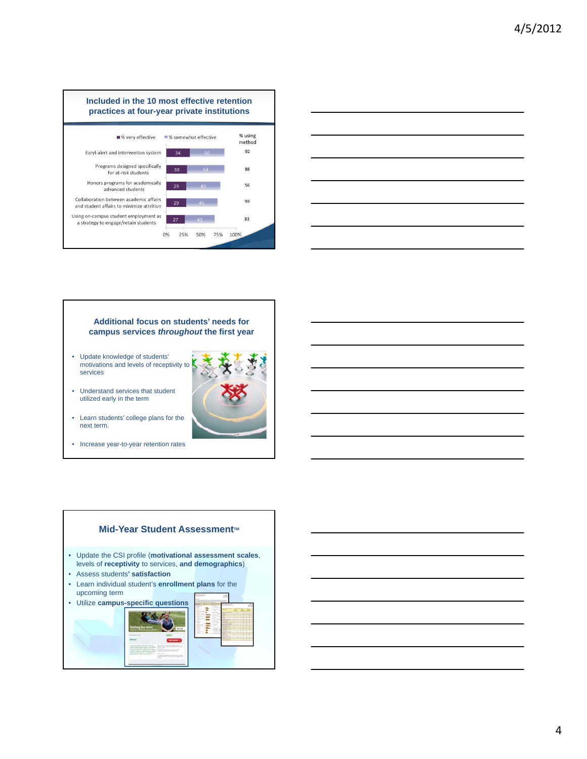## Included in the 10 most effective retention practices at four-year private institutions

| Practice | % very effective | % somewhat effective | % using method |
|---|---|---|---|
| Earyl-alert and intervention system | 34 | 50 | 92 |
| Programs designed specifically for at-risk students | 30 | 54 | 88 |
| Honors programs for academically advanced students | 29 | 49 | 56 |
| Collaboration between academic affairs and student affairs to minimize attrition | 29 | 45 | 93 |
| Using on-campus student employment as a strategy to engage/retain students | 27 | 43 | 83 |

## Additional focus on students' needs for campus services *throughout* the first year

- Update knowledge of students' motivations and levels of receptivity to services
- Understand services that student utilized early in the term
- Learn students' college plans for the next term.
- Increase year-to-year retention rates

## Mid-Year Student Assessment™

- Update the CSI profile (**motivational assessment scales**, levels of **receptivity** to services, **and demographics**)
- Assess students**' satisfaction**
- Learn individual student's **enrollment plans** for the upcoming term
- Utilize **campus-specific questions**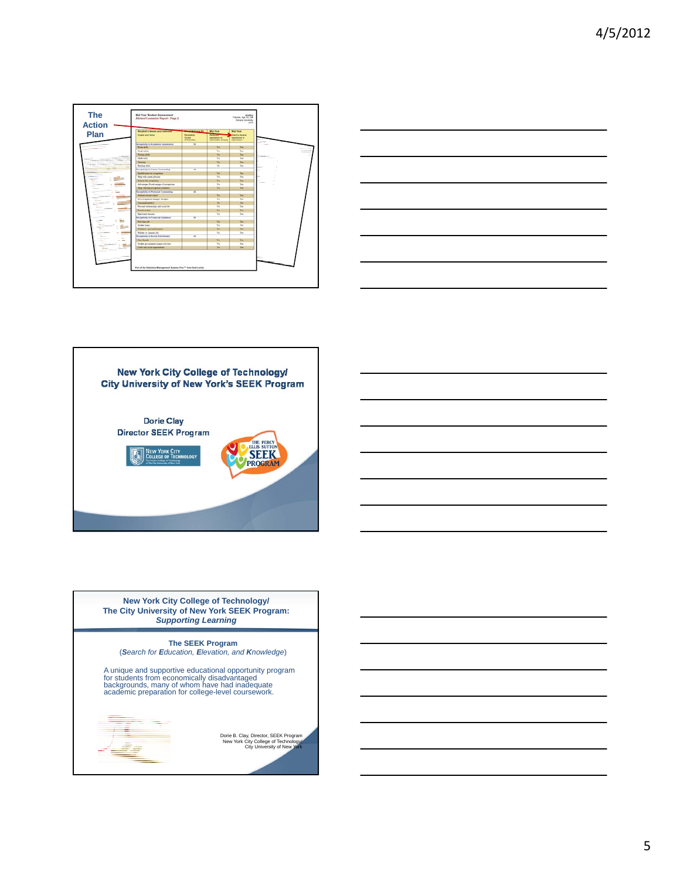## The Action Plan

## New York City College of Technology/ City University of New York's SEEK Program

Dorie Clay
Director SEEK Program

## New York City College of Technology/ The City University of New York SEEK Program: *Supporting Learning*

**The SEEK Program**
(*Search for **E**ducation, **E**levation, and **K**nowledge*)

A unique and supportive educational opportunity program for students from economically disadvantaged backgrounds, many of whom have had inadequate academic preparation for college-level coursework.

Dorie B. Clay, Director, SEEK Program
New York City College of Technology/
City University of New York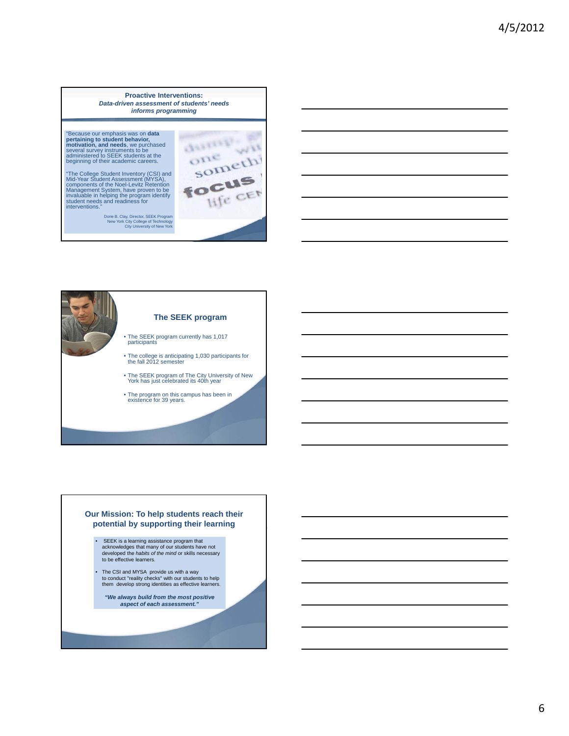## Proactive Interventions:
### *Data-driven assessment of students' needs informs programming*

"Because our emphasis was on **data pertaining to student behavior, motivation, and needs**, we purchased several survey instruments to be administered to SEEK students at the beginning of their academic careers.

"The College Student Inventory (CSI) and Mid-Year Student Assessment (MYSA), components of the Noel-Levitz Retention Management System, have proven to be invaluable in helping the program identify student needs and readiness for interventions."

Dorie B. Clay, Director, SEEK Program
New York City College of Technology
City University of New York

## The SEEK program

- The SEEK program currently has 1,017 participants
- The college is anticipating 1,030 participants for the fall 2012 semester
- The SEEK program of The City University of New York has just celebrated its 40th year
- The program on this campus has been in existence for 39 years.

## Our Mission: To help students reach their potential by supporting their learning

- SEEK is a learning assistance program that acknowledges that many of our students have not developed the *habits of the mind* or skills necessary to be effective learners.
- The CSI and MYSA provide us with a way to conduct "reality checks" with our students to help them develop strong identities as effective learners.

***"We always build from the most positive aspect of each assessment."***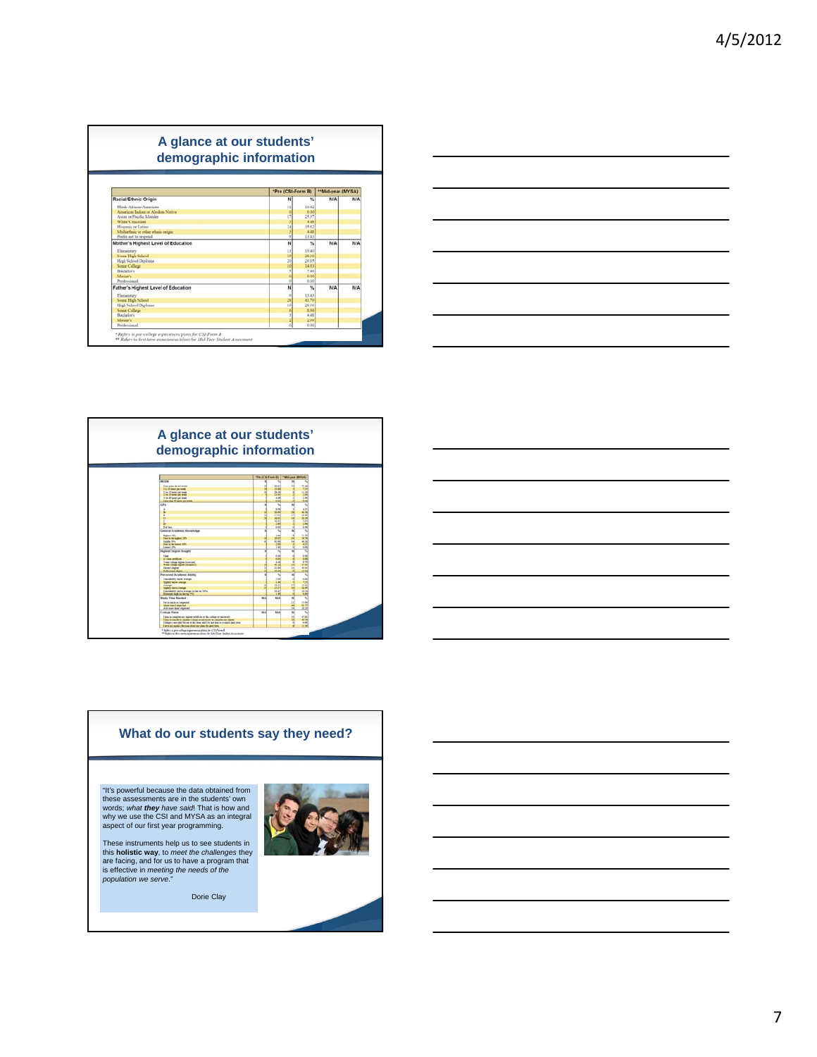## A glance at our students' demographic information

| Racial/Ethnic Origin | *Pre (CSI-Form B) N | % | **Mid-year (MYSA) N/A | N/A |
|---|---|---|---|---|
| Black/African-American | 11 | 16.42 | | |
| American Indian or Alaskan Native | 0 | 0.00 | | |
| Asian or Pacific Islander | 17 | 25.37 | | |
| White/Caucasian | 3 | 4.48 | | |
| Hispanic or Latino | 24 | 35.82 | | |
| Multiethnic or other ethnic origin | 3 | 4.48 | | |
| Prefer not to respond | 9 | 13.43 | | |
| **Mother's Highest Level of Education** | **N** | **%** | **N/A** | **N/A** |
| Elementary | 13 | 19.40 | | |
| Some High School | 19 | 28.36 | | |
| High School Diploma | 20 | 29.85 | | |
| Some College | 10 | 14.93 | | |
| Bachelor's | 5 | 7.46 | | |
| Master's | 0 | 0.00 | | |
| Professional | 0 | 0.00 | | |
| **Father's Highest Level of Education** | **N** | **%** | **N/A** | **N/A** |
| Elementary | 9 | 13.43 | | |
| Some High School | 28 | 41.79 | | |
| High School Diploma | 19 | 28.36 | | |
| Some College | 6 | 8.96 | | |
| Bachelor's | 3 | 4.48 | | |
| Master's | 2 | 2.99 | | |
| Professional | 0 | 0.00 | | |

\* Refers to pre-college experiences/plans for CSI-Form B
\*\* Refers to first-term experiences/plans for Mid-Year Student Assessment

## A glance at our students' demographic information

## What do our students say they need?

"It's powerful because the data obtained from these assessments are in the students' own words; *what **they** have said*! That is how and why we use the CSI and MYSA as an integral aspect of our first year programming.

These instruments help us to see students in this **holistic way**, to *meet the challenges* they are facing, and for us to have a program that is effective in *meeting the needs of the population we serve.*"

Dorie Clay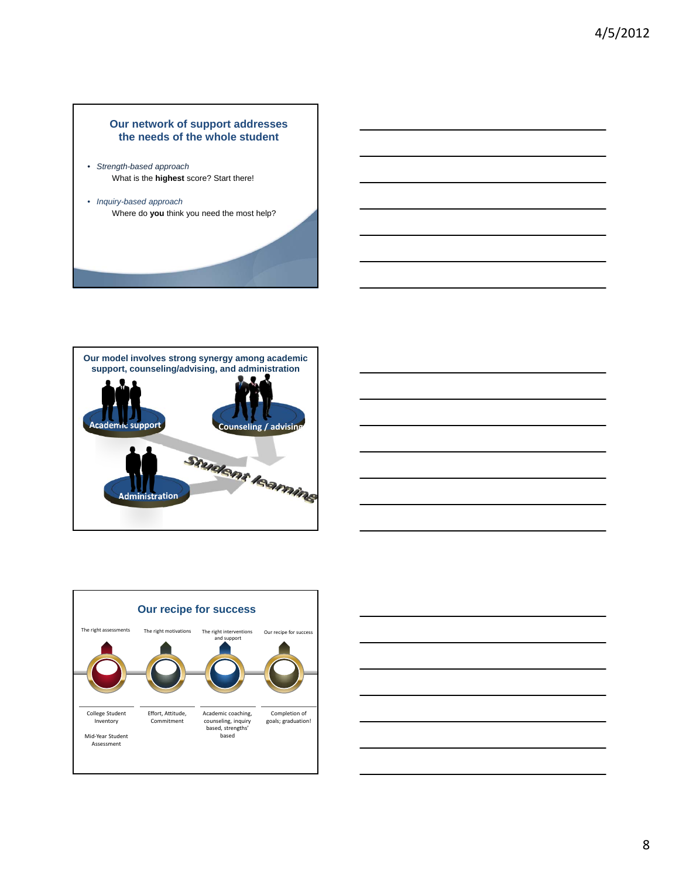## Our network of support addresses the needs of the whole student

- *Strength-based approach*
  What is the **highest** score? Start there!
- *Inquiry-based approach*
  Where do **you** think you need the most help?

## Our model involves strong synergy among academic support, counseling/advising, and administration

Academic support

Counseling / advising

Administration

Student learning

## Our recipe for success

| The right assessments | The right motivations | The right interventions and support | Our recipe for success |
|---|---|---|---|
| College Student Inventory<br><br>Mid-Year Student Assessment | Effort, Attitude, Commitment | Academic coaching, counseling, inquiry based, strengths' based | Completion of goals; graduation! |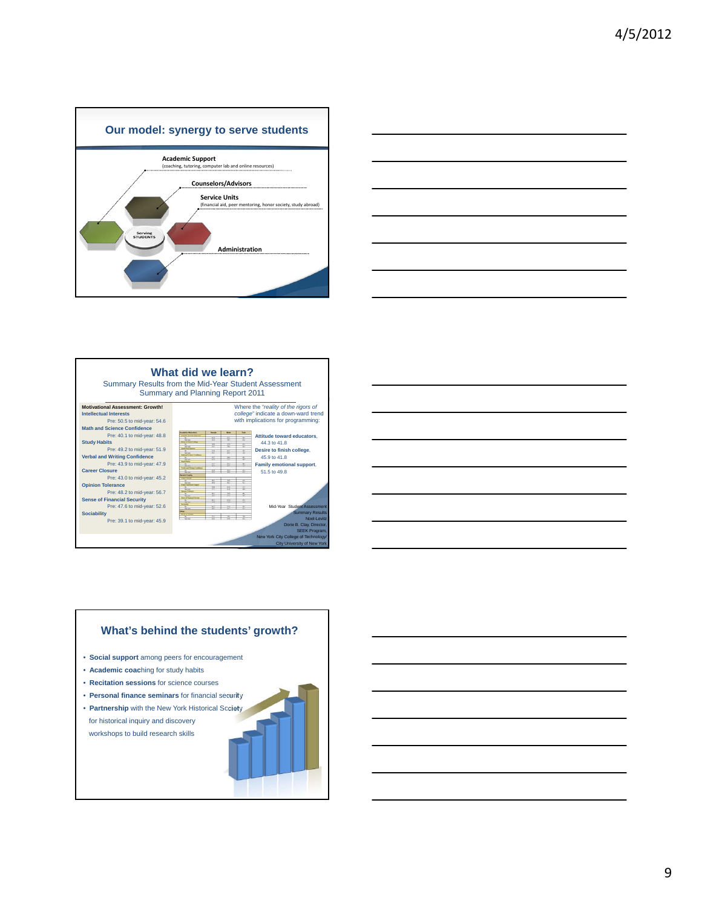## Our model: synergy to serve students

**Academic Support**
(coaching, tutoring, computer lab and online resources)

**Counselors/Advisors**

**Service Units**
(financial aid, peer mentoring, honor society, study abroad)

**Administration**

Serving STUDENTS

## What did we learn?

Summary Results from the Mid-Year Student Assessment
Summary and Planning Report 2011

**Motivational Assessment: Growth!**

**Intellectual Interests**
Pre: 50.5 to mid-year: 54.6

**Math and Science Confidence**
Pre: 40.1 to mid-year: 48.8

**Study Habits**
Pre: 49.2 to mid-year: 51.9

**Verbal and Writing Confidence**
Pre: 43.9 to mid-year: 47.9

**Career Closure**
Pre: 43.0 to mid-year: 45.2

**Opinion Tolerance**
Pre: 48.2 to mid-year: 56.7

**Sense of Financial Security**
Pre: 47.6 to mid-year: 52.6

**Sociability**
Pre: 39.1 to mid-year: 45.9

Where the *"reality of the rigors of college"* indicate a down-ward trend with implications for programming:

**Attitude toward educators**, 44.3 to 41.8

**Desire to finish college**, 45.9 to 41.8

**Family emotional support**, 51.5 to 49.8

Mid-Year Student Assessment Summary Results
Noel-Levitz
Dorie B. Clay, Director,
SEEK Program,
New York City College of Technology/
City University of New York

## What's behind the students' growth?

- **Social support** among peers for encouragement
- **Academic coach**ing for study habits
- **Recitation sessions** for science courses
- **Personal finance seminars** for financial security
- **Partnership** with the New York Historical Society for historical inquiry and discovery workshops to build research skills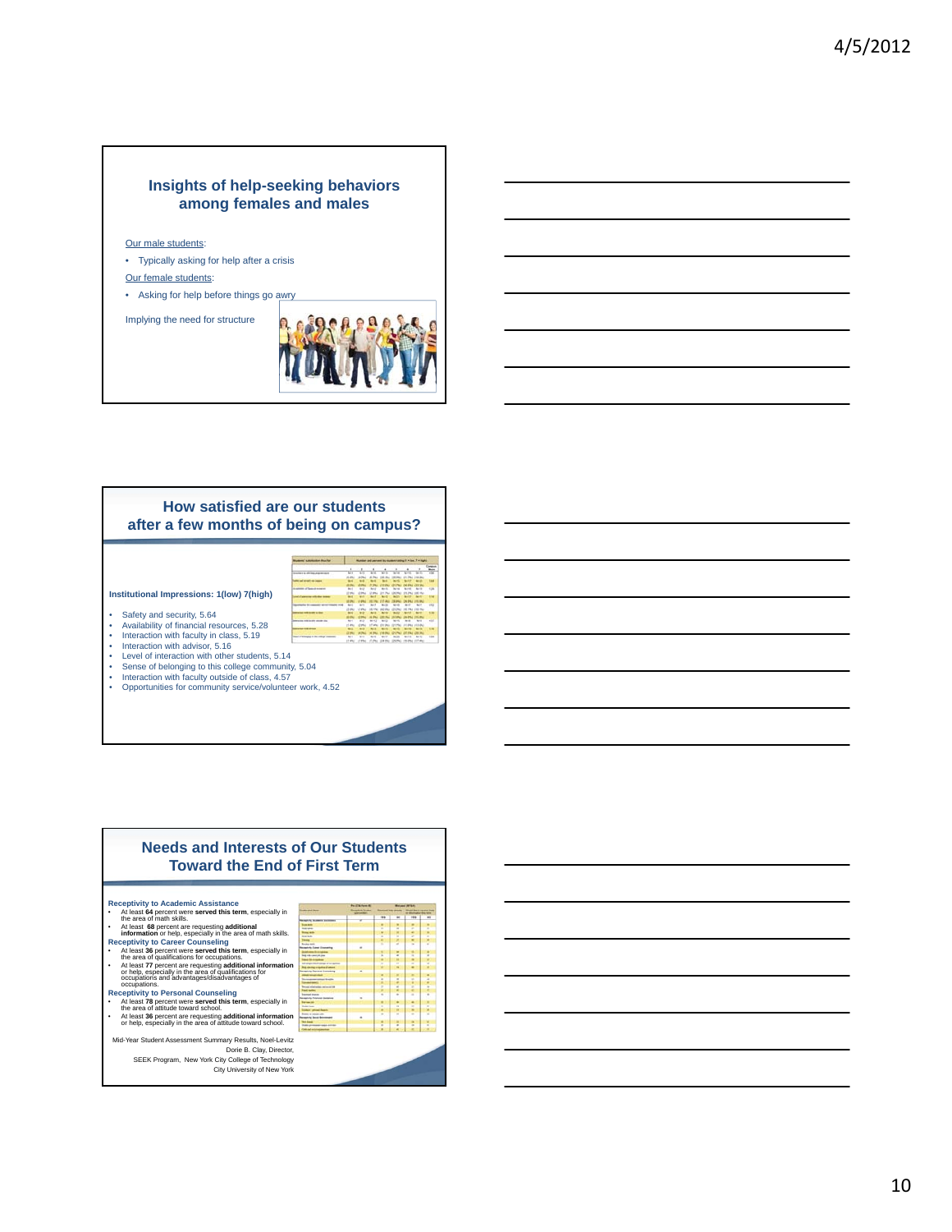## Insights of help-seeking behaviors among females and males

Our male students:

- Typically asking for help after a crisis

Our female students:

- Asking for help before things go awry

Implying the need for structure

## How satisfied are our students after a few months of being on campus?

**Institutional Impressions: 1(low) 7(high)**

- Safety and security, 5.64
- Availability of financial resources, 5.28
- Interaction with faculty in class, 5.19
- Interaction with advisor, 5.16
- Level of interaction with other students, 5.14
- Sense of belonging to this college community, 5.04
- Interaction with faculty outside of class, 4.57
- Opportunities for community service/volunteer work, 4.52

## Needs and Interests of Our Students Toward the End of First Term

**Receptivity to Academic Assistance**

- At least **64** percent were **served this term**, especially in the area of math skills.
- At least **68** percent are requesting **additional information** or help, especially in the area of math skills.

**Receptivity to Career Counseling**

- At least **36** percent were **served this term**, especially in the area of qualifications for occupations.
- At least **77** percent are requesting **additional information** or help, especially in the area of qualifications for occupations and advantages/disadvantages of occupations.

**Receptivity to Personal Counseling**

- At least **78** percent were **served this term**, especially in the area of attitude toward school.
- At least **36** percent are requesting **additional information** or help, especially in the area of attitude toward school.

Mid-Year Student Assessment Summary Results, Noel-Levitz
Dorie B. Clay, Director,
SEEK Program, New York City College of Technology
City University of New York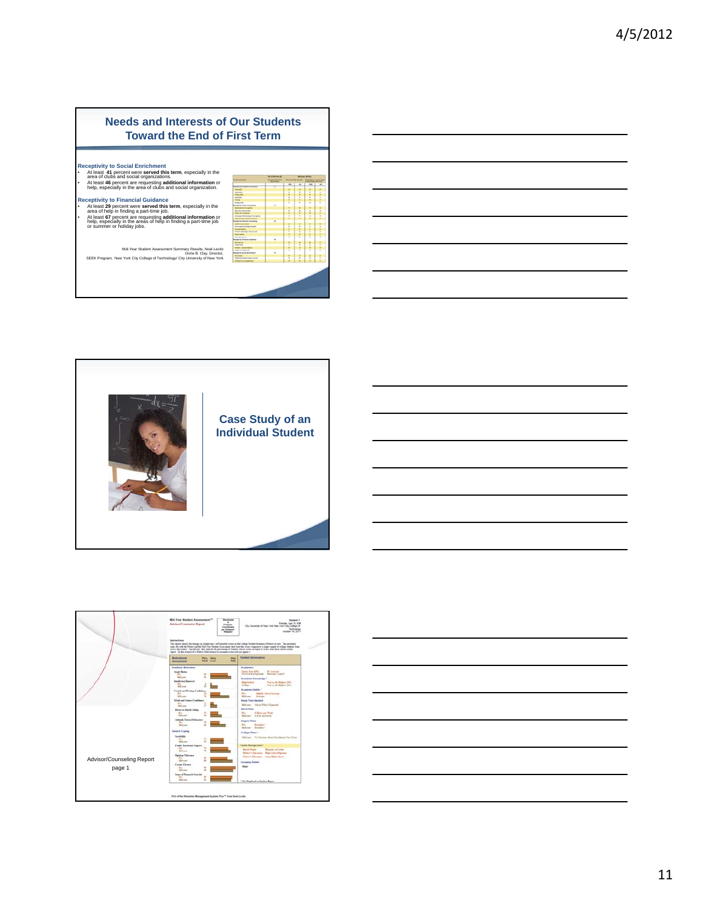## Needs and Interests of Our Students Toward the End of First Term

**Receptivity to Social Enrichment**

- At least **41** percent were **served this term**, especially in the area of clubs and social organizations.
- At least **46** percent are requesting **additional information** or help, especially in the area of clubs and social organization.

**Receptivity to Financial Guidance**

- At least **29** percent were **served this term**, especially in the area of help in finding a part-time job.
- At least **67** percent are requesting **additional information** or help, especially in the areas of help in finding a part-time job or summer or holiday jobs.

Mid-Year Student Assessment Summary Results, Noel-Levitz
Dorie B. Clay, Director,
SEEK Program, New York City College of Technology/ City University of New York

## Case Study of an Individual Student

Advisor/Counseling Report
page 1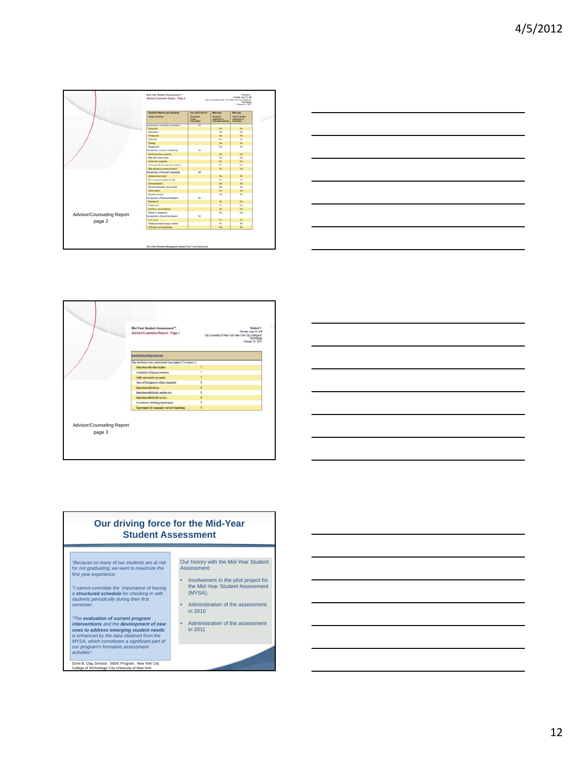## Mid-Year Student Assessment™

Advisor/Counselor Report - Page 2

Student 1
Female, Age 18, ID#
City University of New York New York City College of Technology
October 14, 2011

| Student's Needs and Interests Scales and Items | Pre (CSI-Form B) Receptivity Scales (Percentiles) | Mid year Received assistance or information already | Mid year Want to receive assistance or information |
|---|---|---|---|
| Receptivity to Academic Assistance | 55 | | |
| Exam skills | | No | No |
| Study habits | | No | Yes |
| Writing skills | | Yes | No |
| Math skills | | Yes | No |
| Tutoring | | Yes | No |
| Reading skills | | Yes | No |
| Receptivity to Career Counseling | 99 | | |
| Qualification for occupation | | No | Yes |
| Help with career/job plan | | No | Yes |
| Salaries for occupations | | No | Yes |
| Advantages/Disadvantages of occupations | | No | Yes |
| Help selecting occupations of interest | | No | Yes |
| Receptivity to Personal Counseling | 68 | | |
| Attitude toward school | | Yes | No |
| Discouragement/unhappy thoughts | | No | No |
| Unwanted habit(s) | | No | No |
| Personal relationships and social life | | No | No |
| Family matters | | No | No |
| Emotional tensions | | No | No |
| Receptivity to Financial Guidance | 81 | | |
| Part-time job | | No | Yes |
| Student loans | | No | Yes |
| Guidance - personal finances | | No | Yes |
| Help with financial aid | | No | Yes |
| Receptivity to Social Enrichment | 65 | | |
| Meet friends | | No | No |
| Student government/campus activities | | No | No |
| Clubs and social organizations | | Yes | No |

Part of the Retention Management System Plus™ from Noel-Levitz

Advisor/Counseling Report page 2

## Mid-Year Student Assessment™

Advisor/Counselor Report - Page 3

Student 1
Female, Age 18, ID#
City University of New York New York City College of Technology
October 14, 2011

| Institutional Impressions | |
|---|---|
| The satisfaction scores are displayed from highest (7) to lowest (1). | |
| Interaction with other students | 7 |
| Availability of financial resources | 7 |
| Safety and security on campus | 7 |
| Sense of belonging to college community | 6 |
| Interaction with advisor | 5 |
| Interaction with faculty outside class | 5 |
| Interaction with faculty in class | 5 |
| Assistance in selecting program/major | 4 |
| Opportunities for community service/volunteering | 4 |

Advisor/Counseling Report page 3

## Our driving force for the Mid-Year Student Assessment

*"Because so many of our students are at risk for not graduating, we want to maximize the first year experience.*

*"I cannot overstate the importance of having a **structured schedule** for checking in with students periodically during their first semester.*

*"The **evaluation of current program interventions** and the **development of new ones to address emerging student needs** is enhanced by the data obtained from the MYSA, which constitutes a significant part of our program's formative assessment activities".*

Dorie B. Clay, Director, SEEK Program, New York City College of Technology/ City University of New York

Our history with the Mid-Year Student Assessment:

- Involvement in the pilot project for the Mid-Year Student Assessment (MYSA).
- Administration of the assessment in 2010
- Administration of the assessment in 2011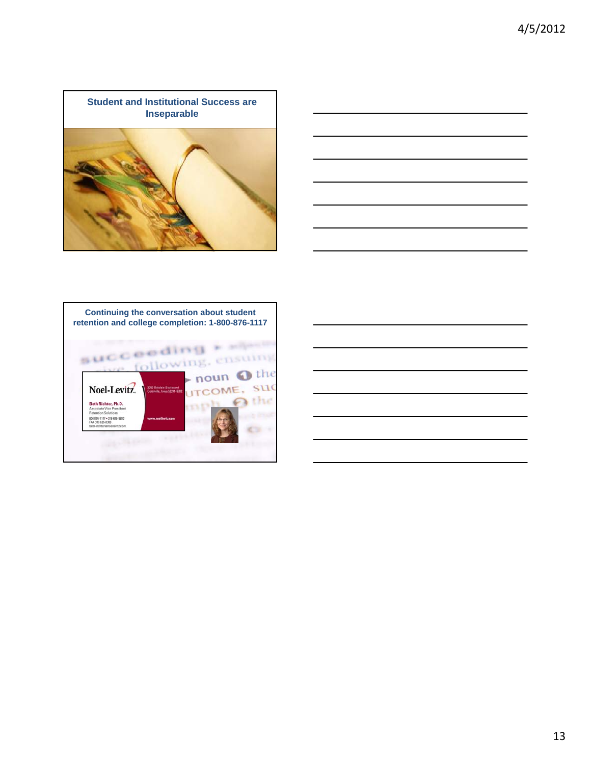## Student and Institutional Success are Inseparable

## Continuing the conversation about student retention and college completion: 1-800-876-1117

Noel-Levitz

2350 Oakdale Boulevard
Coralville, Iowa 52241-9702

Beth Richter, Ph.D.
Associate Vice President
Retention Solutions
800 876-1117 • 319 626-8380
FAX 319 626-8388
beth-richter@noellevitz.com

www.noellevitz.com